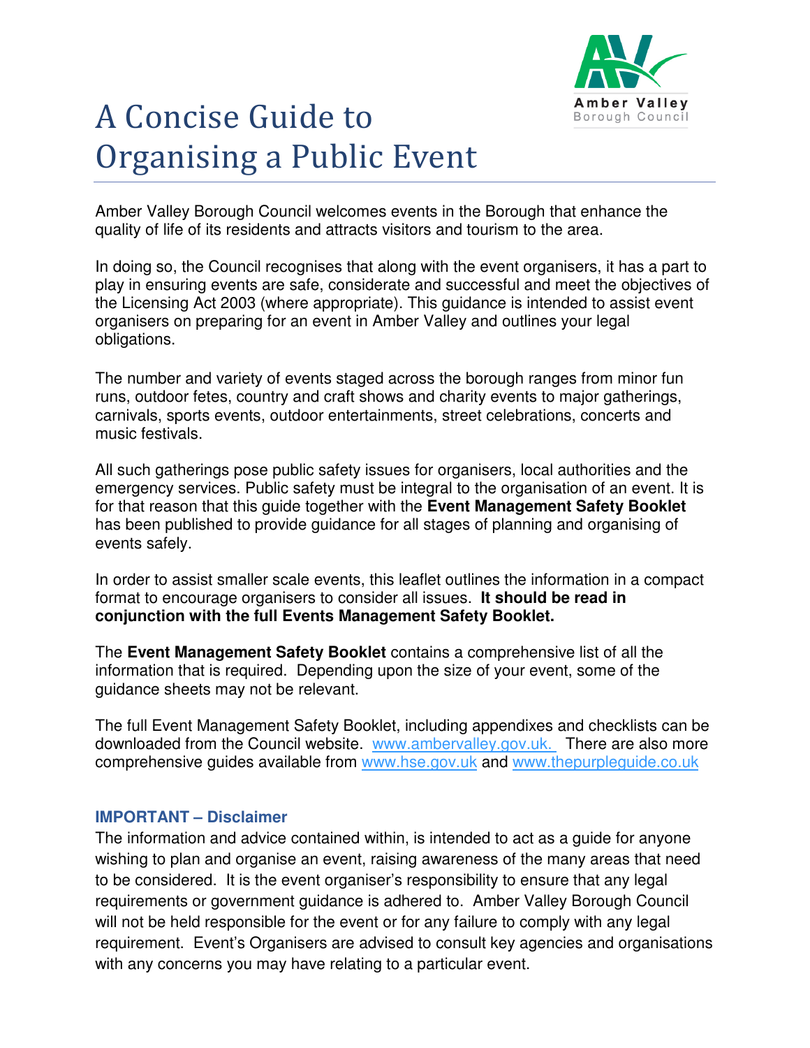# A Concise Guide to Organising a Public Event

Amber Valley Borough Council welcomes events in the Borough that enhance the quality of life of its residents and attracts visitors and tourism to the area.

In doing so, the Council recognises that along with the event organisers, it has a part to play in ensuring events are safe, considerate and successful and meet the objectives of the Licensing Act 2003 (where appropriate). This guidance is intended to assist event organisers on preparing for an event in Amber Valley and outlines your legal obligations.

The number and variety of events staged across the borough ranges from minor fun runs, outdoor fetes, country and craft shows and charity events to major gatherings, carnivals, sports events, outdoor entertainments, street celebrations, concerts and music festivals.

All such gatherings pose public safety issues for organisers, local authorities and the emergency services. Public safety must be integral to the organisation of an event. It is for that reason that this guide together with the **Event Management Safety Booklet** has been published to provide guidance for all stages of planning and organising of events safely.

In order to assist smaller scale events, this leaflet outlines the information in a compact format to encourage organisers to consider all issues. **It should be read in conjunction with the full Events Management Safety Booklet.**

The **Event Management Safety Booklet** contains a comprehensive list of all the information that is required. Depending upon the size of your event, some of the guidance sheets may not be relevant.

The full Event Management Safety Booklet, including appendixes and checklists can be downloaded from the Council website. www.ambervalley.gov.uk. There are also more comprehensive guides available from www.hse.gov.uk and www.thepurpleguide.co.uk

### IMPORTANT – Disclaimer

The information and advice contained within, is intended to act as a guide for anyone wishing to plan and organise an event, raising awareness of the many areas that need to be considered. It is the event organiser's responsibility to ensure that any legal requirements or government guidance is adhered to. Amber Valley Borough Council will not be held responsible for the event or for any failure to comply with any legal requirement. Event's Organisers are advised to consult key agencies and organisations with any concerns you may have relating to a particular event.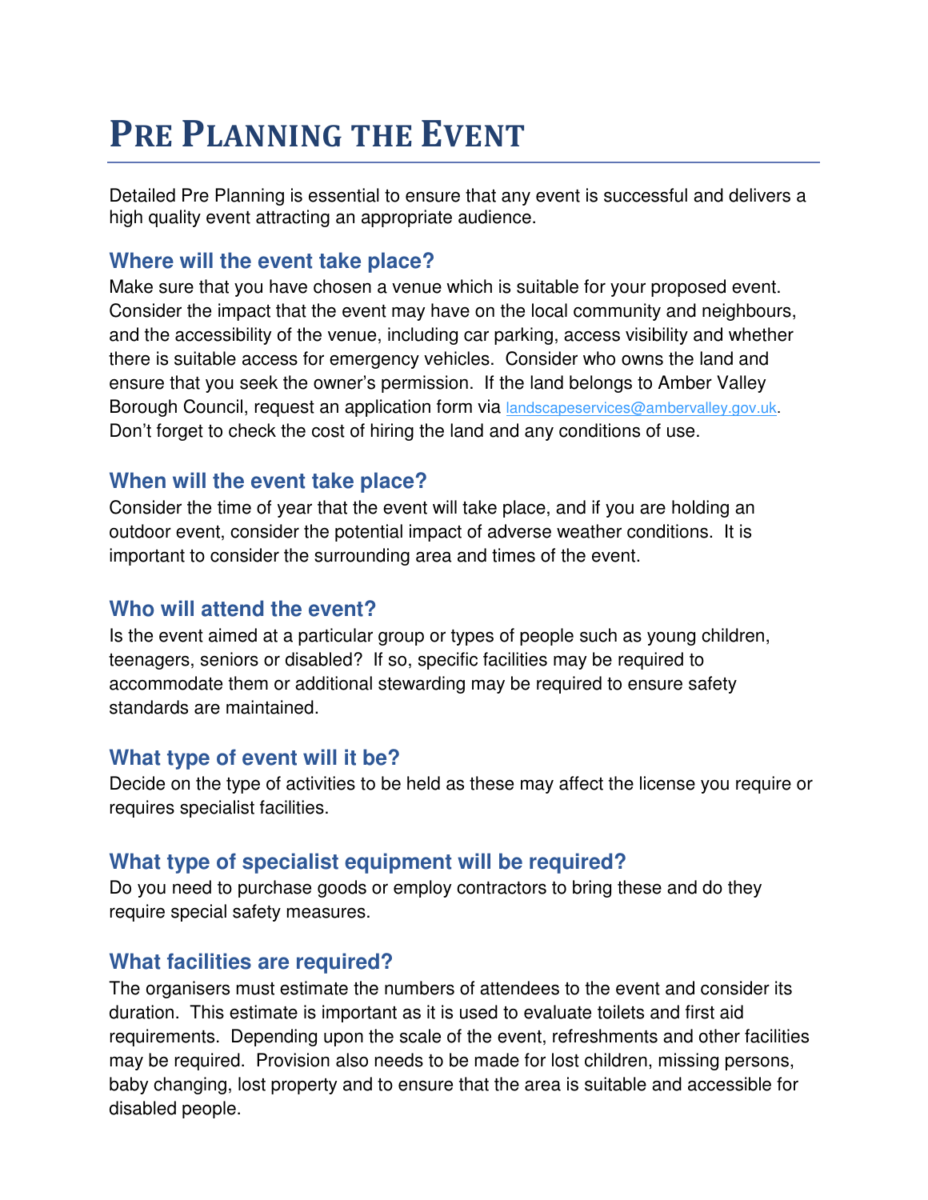# Pre Planning the Event

Detailed Pre Planning is essential to ensure that any event is successful and delivers a high quality event attracting an appropriate audience.

## Where will the event take place?

Make sure that you have chosen a venue which is suitable for your proposed event. Consider the impact that the event may have on the local community and neighbours, and the accessibility of the venue, including car parking, access visibility and whether there is suitable access for emergency vehicles. Consider who owns the land and ensure that you seek the owner's permission. If the land belongs to Amber Valley Borough Council, request an application form via landscapeservices@ambervalley.gov.uk. Don't forget to check the cost of hiring the land and any conditions of use.

## When will the event take place?

Consider the time of year that the event will take place, and if you are holding an outdoor event, consider the potential impact of adverse weather conditions. It is important to consider the surrounding area and times of the event.

## Who will attend the event?

Is the event aimed at a particular group or types of people such as young children, teenagers, seniors or disabled? If so, specific facilities may be required to accommodate them or additional stewarding may be required to ensure safety standards are maintained.

## What type of event will it be?

Decide on the type of activities to be held as these may affect the license you require or requires specialist facilities.

## What type of specialist equipment will be required?

Do you need to purchase goods or employ contractors to bring these and do they require special safety measures.

## What facilities are required?

The organisers must estimate the numbers of attendees to the event and consider its duration. This estimate is important as it is used to evaluate toilets and first aid requirements. Depending upon the scale of the event, refreshments and other facilities may be required. Provision also needs to be made for lost children, missing persons, baby changing, lost property and to ensure that the area is suitable and accessible for disabled people.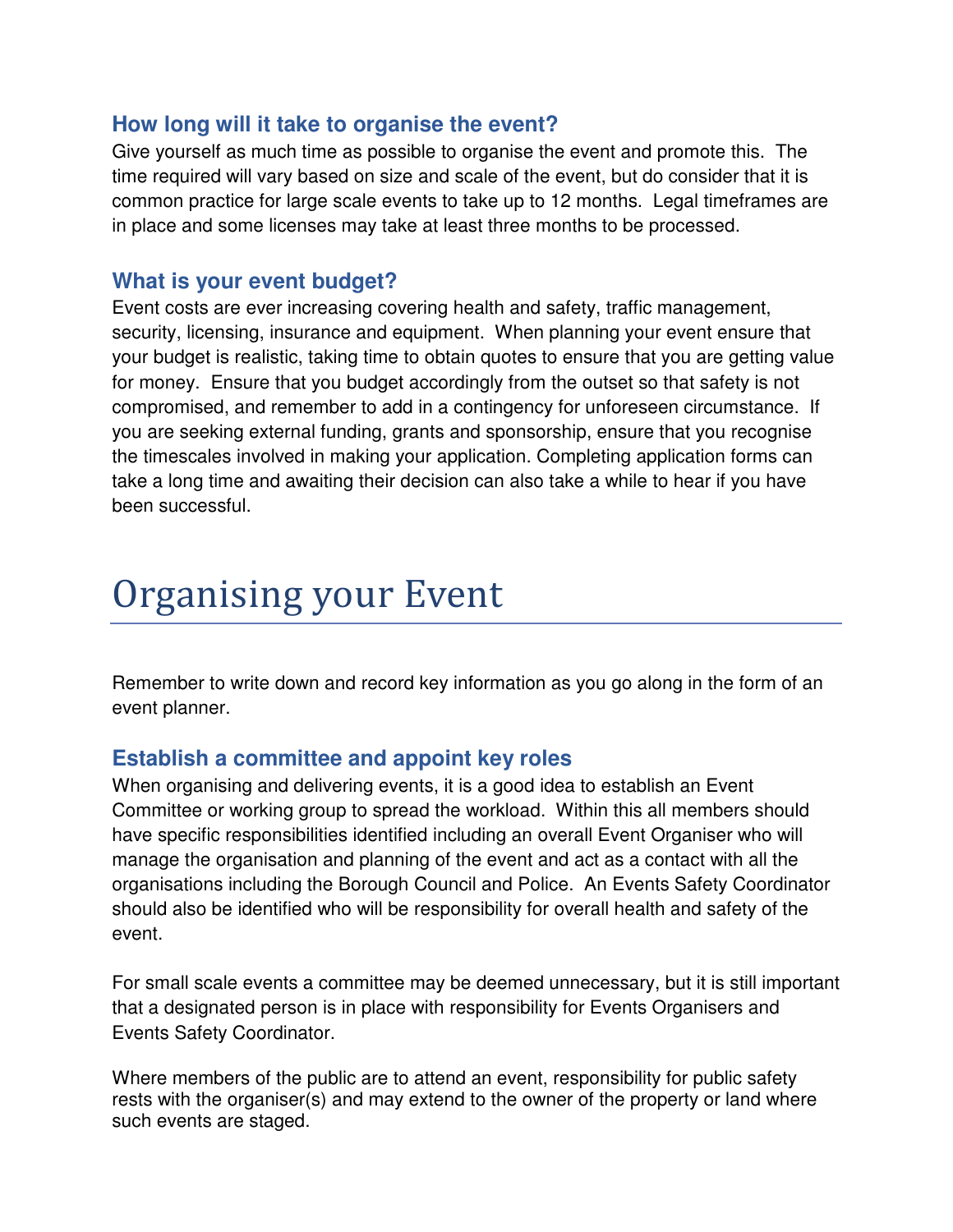### How long will it take to organise the event?

Give yourself as much time as possible to organise the event and promote this. The time required will vary based on size and scale of the event, but do consider that it is common practice for large scale events to take up to 12 months. Legal timeframes are in place and some licenses may take at least three months to be processed.

### What is your event budget?

Event costs are ever increasing covering health and safety, traffic management, security, licensing, insurance and equipment. When planning your event ensure that your budget is realistic, taking time to obtain quotes to ensure that you are getting value for money. Ensure that you budget accordingly from the outset so that safety is not compromised, and remember to add in a contingency for unforeseen circumstance. If you are seeking external funding, grants and sponsorship, ensure that you recognise the timescales involved in making your application. Completing application forms can take a long time and awaiting their decision can also take a while to hear if you have been successful.

# Organising your Event

Remember to write down and record key information as you go along in the form of an event planner.

### Establish a committee and appoint key roles

When organising and delivering events, it is a good idea to establish an Event Committee or working group to spread the workload. Within this all members should have specific responsibilities identified including an overall Event Organiser who will manage the organisation and planning of the event and act as a contact with all the organisations including the Borough Council and Police. An Events Safety Coordinator should also be identified who will be responsibility for overall health and safety of the event.

For small scale events a committee may be deemed unnecessary, but it is still important that a designated person is in place with responsibility for Events Organisers and Events Safety Coordinator.

Where members of the public are to attend an event, responsibility for public safety rests with the organiser(s) and may extend to the owner of the property or land where such events are staged.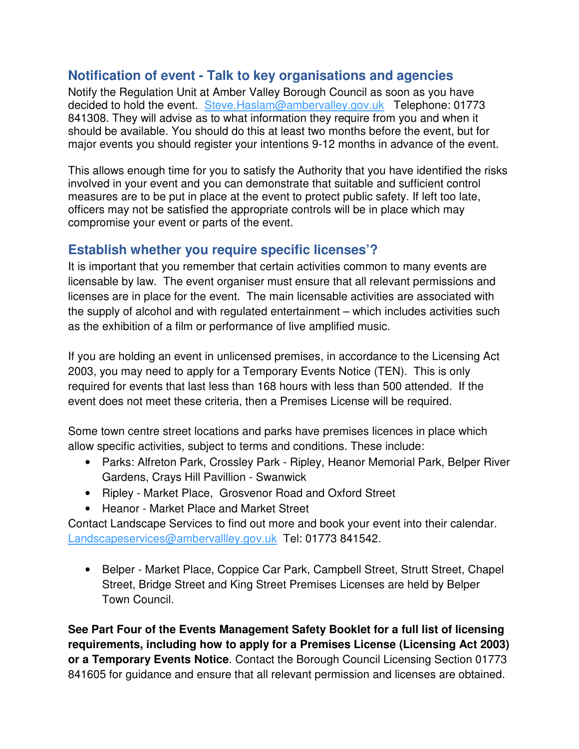## Notification of event - Talk to key organisations and agencies

Notify the Regulation Unit at Amber Valley Borough Council as soon as you have decided to hold the event. Steve.Haslam@ambervalley.gov.uk Telephone: 01773 841308. They will advise as to what information they require from you and when it should be available. You should do this at least two months before the event, but for major events you should register your intentions 9-12 months in advance of the event.

This allows enough time for you to satisfy the Authority that you have identified the risks involved in your event and you can demonstrate that suitable and sufficient control measures are to be put in place at the event to protect public safety. If left too late, officers may not be satisfied the appropriate controls will be in place which may compromise your event or parts of the event.

## Establish whether you require specific licenses'?

It is important that you remember that certain activities common to many events are licensable by law. The event organiser must ensure that all relevant permissions and licenses are in place for the event. The main licensable activities are associated with the supply of alcohol and with regulated entertainment – which includes activities such as the exhibition of a film or performance of live amplified music.

If you are holding an event in unlicensed premises, in accordance to the Licensing Act 2003, you may need to apply for a Temporary Events Notice (TEN). This is only required for events that last less than 168 hours with less than 500 attended. If the event does not meet these criteria, then a Premises License will be required.

Some town centre street locations and parks have premises licences in place which allow specific activities, subject to terms and conditions. These include:

- Parks: Alfreton Park, Crossley Park - Ripley, Heanor Memorial Park, Belper River Gardens, Crays Hill Pavillion - Swanwick
- Ripley - Market Place, Grosvenor Road and Oxford Street
- Heanor - Market Place and Market Street

Contact Landscape Services to find out more and book your event into their calendar. Landscapeservices@ambervallley.gov.uk Tel: 01773 841542.

- Belper - Market Place, Coppice Car Park, Campbell Street, Strutt Street, Chapel Street, Bridge Street and King Street Premises Licenses are held by Belper Town Council.

**See Part Four of the Events Management Safety Booklet for a full list of licensing requirements, including how to apply for a Premises License (Licensing Act 2003) or a Temporary Events Notice**. Contact the Borough Council Licensing Section 01773 841605 for guidance and ensure that all relevant permission and licenses are obtained.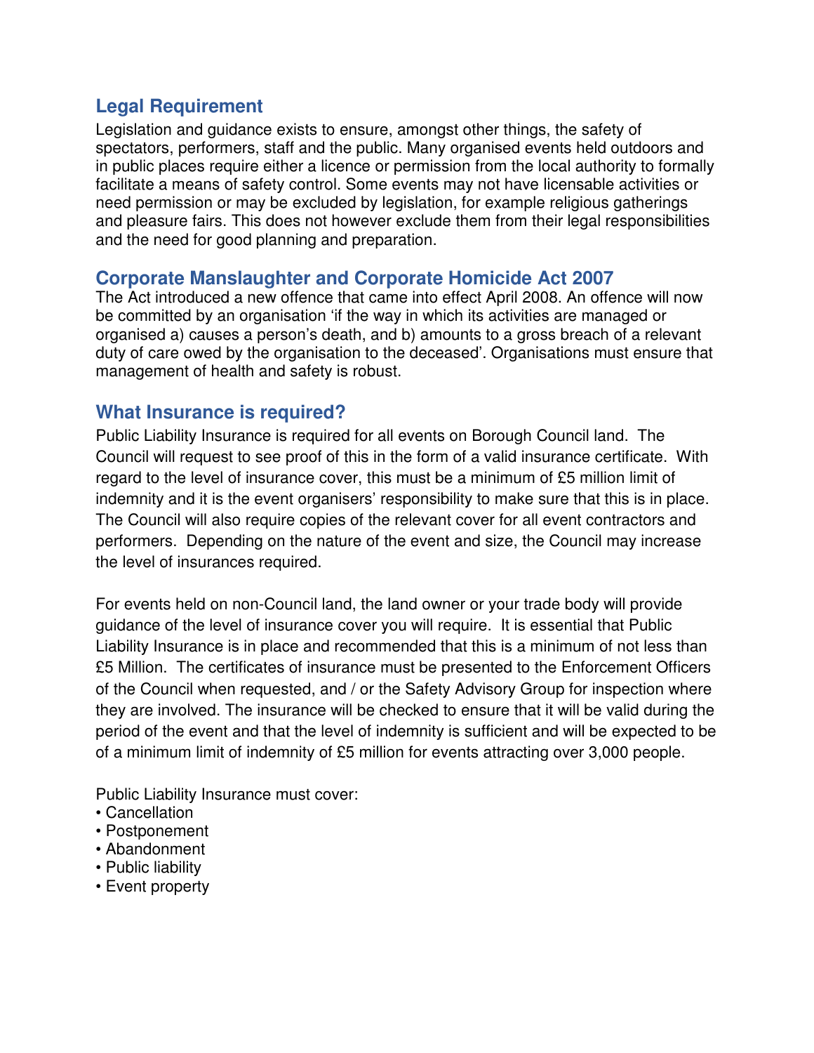## Legal Requirement

Legislation and guidance exists to ensure, amongst other things, the safety of spectators, performers, staff and the public. Many organised events held outdoors and in public places require either a licence or permission from the local authority to formally facilitate a means of safety control. Some events may not have licensable activities or need permission or may be excluded by legislation, for example religious gatherings and pleasure fairs. This does not however exclude them from their legal responsibilities and the need for good planning and preparation.

## Corporate Manslaughter and Corporate Homicide Act 2007

The Act introduced a new offence that came into effect April 2008. An offence will now be committed by an organisation 'if the way in which its activities are managed or organised a) causes a person's death, and b) amounts to a gross breach of a relevant duty of care owed by the organisation to the deceased'. Organisations must ensure that management of health and safety is robust.

## What Insurance is required?

Public Liability Insurance is required for all events on Borough Council land. The Council will request to see proof of this in the form of a valid insurance certificate. With regard to the level of insurance cover, this must be a minimum of £5 million limit of indemnity and it is the event organisers' responsibility to make sure that this is in place. The Council will also require copies of the relevant cover for all event contractors and performers. Depending on the nature of the event and size, the Council may increase the level of insurances required.

For events held on non-Council land, the land owner or your trade body will provide guidance of the level of insurance cover you will require. It is essential that Public Liability Insurance is in place and recommended that this is a minimum of not less than £5 Million. The certificates of insurance must be presented to the Enforcement Officers of the Council when requested, and / or the Safety Advisory Group for inspection where they are involved. The insurance will be checked to ensure that it will be valid during the period of the event and that the level of indemnity is sufficient and will be expected to be of a minimum limit of indemnity of £5 million for events attracting over 3,000 people.

Public Liability Insurance must cover:

- Cancellation
- Postponement
- Abandonment
- Public liability
- Event property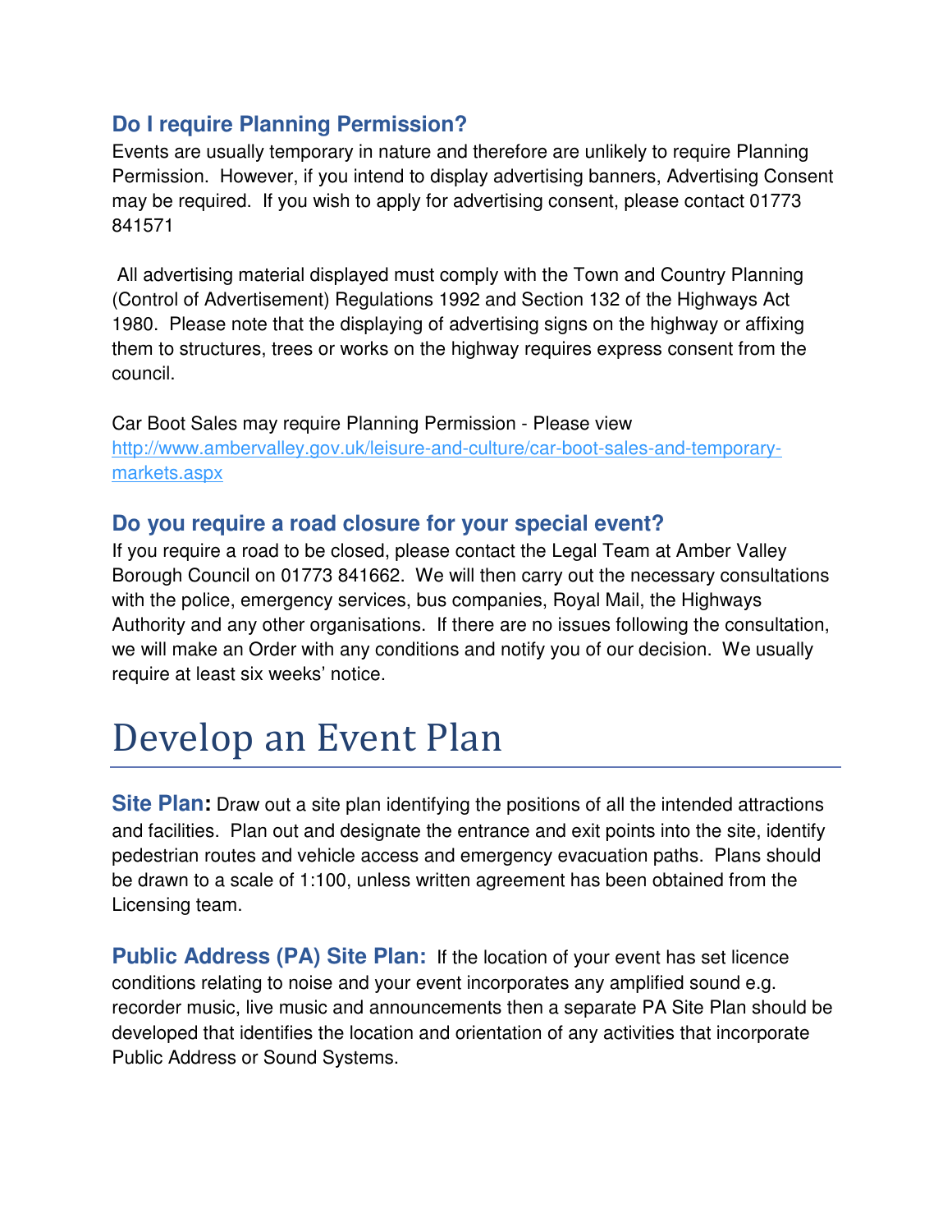### Do I require Planning Permission?

Events are usually temporary in nature and therefore are unlikely to require Planning Permission. However, if you intend to display advertising banners, Advertising Consent may be required. If you wish to apply for advertising consent, please contact 01773 841571

All advertising material displayed must comply with the Town and Country Planning (Control of Advertisement) Regulations 1992 and Section 132 of the Highways Act 1980. Please note that the displaying of advertising signs on the highway or affixing them to structures, trees or works on the highway requires express consent from the council.

Car Boot Sales may require Planning Permission - Please view [http://www.ambervalley.gov.uk/leisure-and-culture/car-boot-sales-and-temporary-markets.aspx](http://www.ambervalley.gov.uk/leisure-and-culture/car-boot-sales-and-temporary-markets.aspx)

### Do you require a road closure for your special event?

If you require a road to be closed, please contact the Legal Team at Amber Valley Borough Council on 01773 841662. We will then carry out the necessary consultations with the police, emergency services, bus companies, Royal Mail, the Highways Authority and any other organisations. If there are no issues following the consultation, we will make an Order with any conditions and notify you of our decision. We usually require at least six weeks' notice.

# Develop an Event Plan

**Site Plan:** Draw out a site plan identifying the positions of all the intended attractions and facilities. Plan out and designate the entrance and exit points into the site, identify pedestrian routes and vehicle access and emergency evacuation paths. Plans should be drawn to a scale of 1:100, unless written agreement has been obtained from the Licensing team.

**Public Address (PA) Site Plan:** If the location of your event has set licence conditions relating to noise and your event incorporates any amplified sound e.g. recorder music, live music and announcements then a separate PA Site Plan should be developed that identifies the location and orientation of any activities that incorporate Public Address or Sound Systems.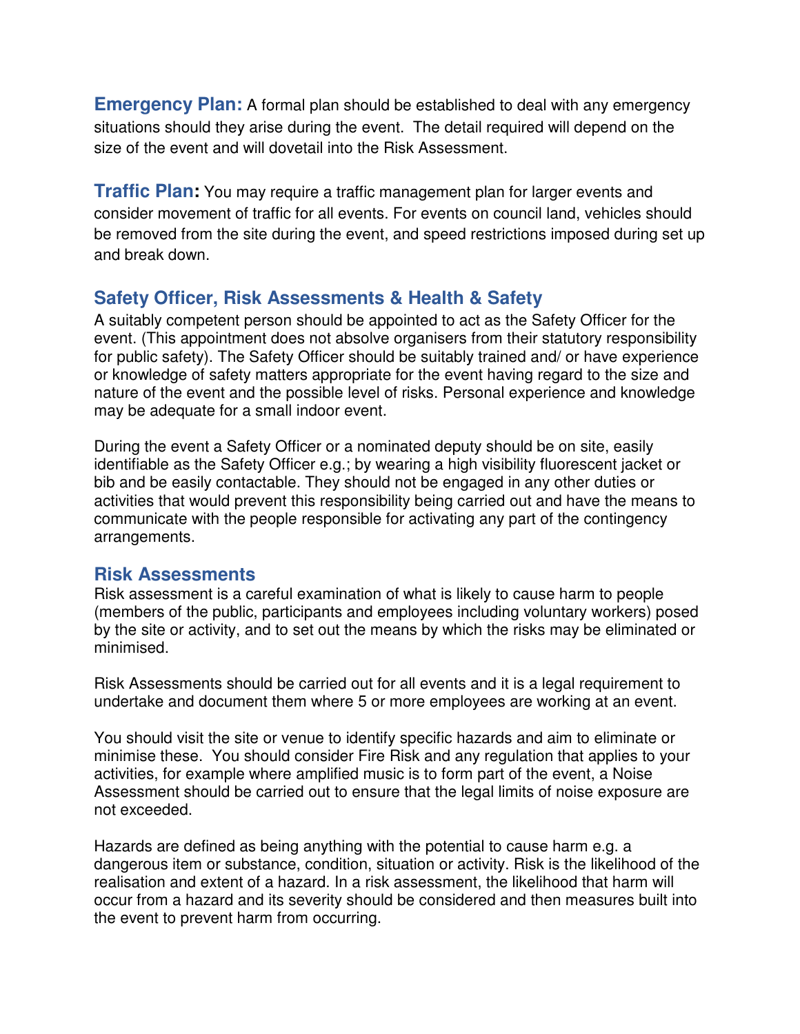**Emergency Plan:** A formal plan should be established to deal with any emergency situations should they arise during the event. The detail required will depend on the size of the event and will dovetail into the Risk Assessment.

**Traffic Plan:** You may require a traffic management plan for larger events and consider movement of traffic for all events. For events on council land, vehicles should be removed from the site during the event, and speed restrictions imposed during set up and break down.

## Safety Officer, Risk Assessments & Health & Safety

A suitably competent person should be appointed to act as the Safety Officer for the event. (This appointment does not absolve organisers from their statutory responsibility for public safety). The Safety Officer should be suitably trained and/ or have experience or knowledge of safety matters appropriate for the event having regard to the size and nature of the event and the possible level of risks. Personal experience and knowledge may be adequate for a small indoor event.

During the event a Safety Officer or a nominated deputy should be on site, easily identifiable as the Safety Officer e.g.; by wearing a high visibility fluorescent jacket or bib and be easily contactable. They should not be engaged in any other duties or activities that would prevent this responsibility being carried out and have the means to communicate with the people responsible for activating any part of the contingency arrangements.

## Risk Assessments

Risk assessment is a careful examination of what is likely to cause harm to people (members of the public, participants and employees including voluntary workers) posed by the site or activity, and to set out the means by which the risks may be eliminated or minimised.

Risk Assessments should be carried out for all events and it is a legal requirement to undertake and document them where 5 or more employees are working at an event.

You should visit the site or venue to identify specific hazards and aim to eliminate or minimise these. You should consider Fire Risk and any regulation that applies to your activities, for example where amplified music is to form part of the event, a Noise Assessment should be carried out to ensure that the legal limits of noise exposure are not exceeded.

Hazards are defined as being anything with the potential to cause harm e.g. a dangerous item or substance, condition, situation or activity. Risk is the likelihood of the realisation and extent of a hazard. In a risk assessment, the likelihood that harm will occur from a hazard and its severity should be considered and then measures built into the event to prevent harm from occurring.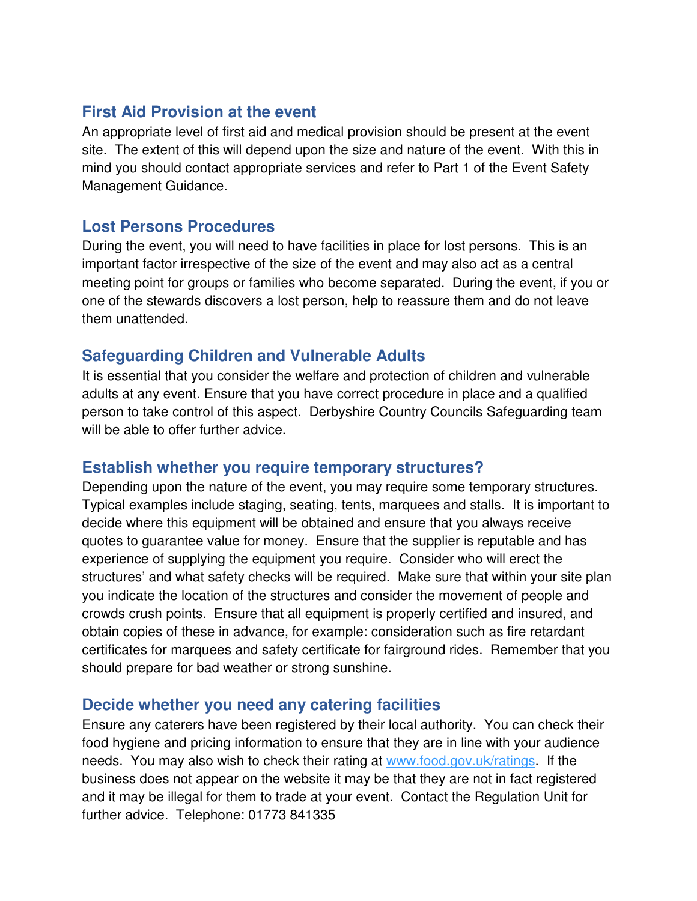## First Aid Provision at the event

An appropriate level of first aid and medical provision should be present at the event site. The extent of this will depend upon the size and nature of the event. With this in mind you should contact appropriate services and refer to Part 1 of the Event Safety Management Guidance.

## Lost Persons Procedures

During the event, you will need to have facilities in place for lost persons. This is an important factor irrespective of the size of the event and may also act as a central meeting point for groups or families who become separated. During the event, if you or one of the stewards discovers a lost person, help to reassure them and do not leave them unattended.

## Safeguarding Children and Vulnerable Adults

It is essential that you consider the welfare and protection of children and vulnerable adults at any event. Ensure that you have correct procedure in place and a qualified person to take control of this aspect. Derbyshire Country Councils Safeguarding team will be able to offer further advice.

## Establish whether you require temporary structures?

Depending upon the nature of the event, you may require some temporary structures. Typical examples include staging, seating, tents, marquees and stalls. It is important to decide where this equipment will be obtained and ensure that you always receive quotes to guarantee value for money. Ensure that the supplier is reputable and has experience of supplying the equipment you require. Consider who will erect the structures' and what safety checks will be required. Make sure that within your site plan you indicate the location of the structures and consider the movement of people and crowds crush points. Ensure that all equipment is properly certified and insured, and obtain copies of these in advance, for example: consideration such as fire retardant certificates for marquees and safety certificate for fairground rides. Remember that you should prepare for bad weather or strong sunshine.

## Decide whether you need any catering facilities

Ensure any caterers have been registered by their local authority. You can check their food hygiene and pricing information to ensure that they are in line with your audience needs. You may also wish to check their rating at [www.food.gov.uk/ratings](http://www.food.gov.uk/ratings). If the business does not appear on the website it may be that they are not in fact registered and it may be illegal for them to trade at your event. Contact the Regulation Unit for further advice. Telephone: 01773 841335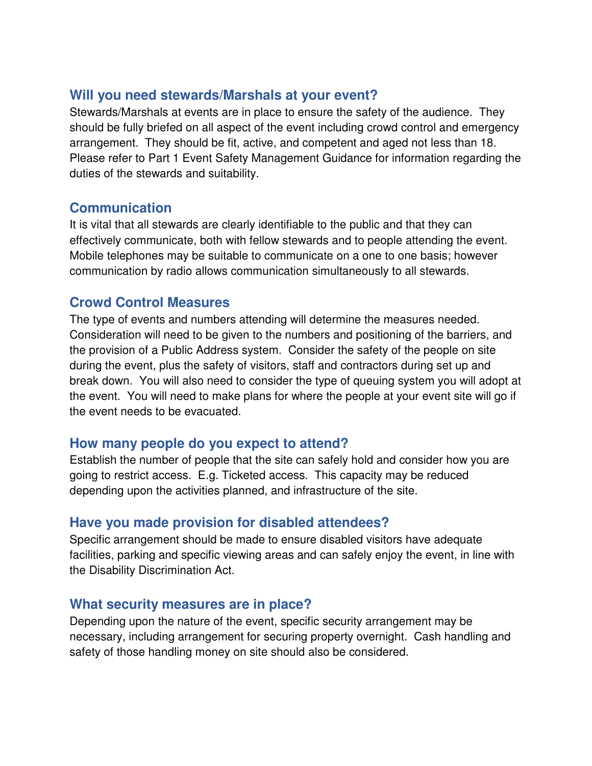## Will you need stewards/Marshals at your event?

Stewards/Marshals at events are in place to ensure the safety of the audience. They should be fully briefed on all aspect of the event including crowd control and emergency arrangement. They should be fit, active, and competent and aged not less than 18. Please refer to Part 1 Event Safety Management Guidance for information regarding the duties of the stewards and suitability.

## Communication

It is vital that all stewards are clearly identifiable to the public and that they can effectively communicate, both with fellow stewards and to people attending the event. Mobile telephones may be suitable to communicate on a one to one basis; however communication by radio allows communication simultaneously to all stewards.

## Crowd Control Measures

The type of events and numbers attending will determine the measures needed. Consideration will need to be given to the numbers and positioning of the barriers, and the provision of a Public Address system. Consider the safety of the people on site during the event, plus the safety of visitors, staff and contractors during set up and break down. You will also need to consider the type of queuing system you will adopt at the event. You will need to make plans for where the people at your event site will go if the event needs to be evacuated.

## How many people do you expect to attend?

Establish the number of people that the site can safely hold and consider how you are going to restrict access. E.g. Ticketed access. This capacity may be reduced depending upon the activities planned, and infrastructure of the site.

## Have you made provision for disabled attendees?

Specific arrangement should be made to ensure disabled visitors have adequate facilities, parking and specific viewing areas and can safely enjoy the event, in line with the Disability Discrimination Act.

## What security measures are in place?

Depending upon the nature of the event, specific security arrangement may be necessary, including arrangement for securing property overnight. Cash handling and safety of those handling money on site should also be considered.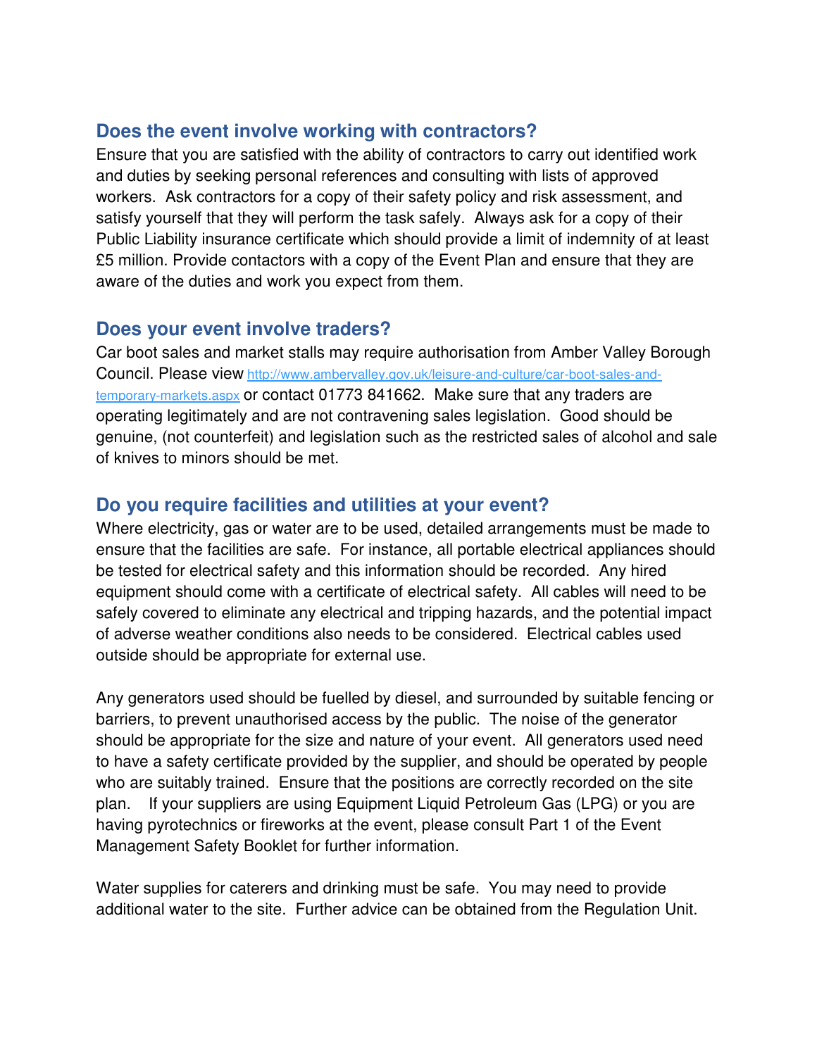## Does the event involve working with contractors?

Ensure that you are satisfied with the ability of contractors to carry out identified work and duties by seeking personal references and consulting with lists of approved workers. Ask contractors for a copy of their safety policy and risk assessment, and satisfy yourself that they will perform the task safely. Always ask for a copy of their Public Liability insurance certificate which should provide a limit of indemnity of at least £5 million. Provide contactors with a copy of the Event Plan and ensure that they are aware of the duties and work you expect from them.

## Does your event involve traders?

Car boot sales and market stalls may require authorisation from Amber Valley Borough Council. Please view http://www.ambervalley.gov.uk/leisure-and-culture/car-boot-sales-and-temporary-markets.aspx or contact 01773 841662. Make sure that any traders are operating legitimately and are not contravening sales legislation. Good should be genuine, (not counterfeit) and legislation such as the restricted sales of alcohol and sale of knives to minors should be met.

## Do you require facilities and utilities at your event?

Where electricity, gas or water are to be used, detailed arrangements must be made to ensure that the facilities are safe. For instance, all portable electrical appliances should be tested for electrical safety and this information should be recorded. Any hired equipment should come with a certificate of electrical safety. All cables will need to be safely covered to eliminate any electrical and tripping hazards, and the potential impact of adverse weather conditions also needs to be considered. Electrical cables used outside should be appropriate for external use.

Any generators used should be fuelled by diesel, and surrounded by suitable fencing or barriers, to prevent unauthorised access by the public. The noise of the generator should be appropriate for the size and nature of your event. All generators used need to have a safety certificate provided by the supplier, and should be operated by people who are suitably trained. Ensure that the positions are correctly recorded on the site plan. If your suppliers are using Equipment Liquid Petroleum Gas (LPG) or you are having pyrotechnics or fireworks at the event, please consult Part 1 of the Event Management Safety Booklet for further information.

Water supplies for caterers and drinking must be safe. You may need to provide additional water to the site. Further advice can be obtained from the Regulation Unit.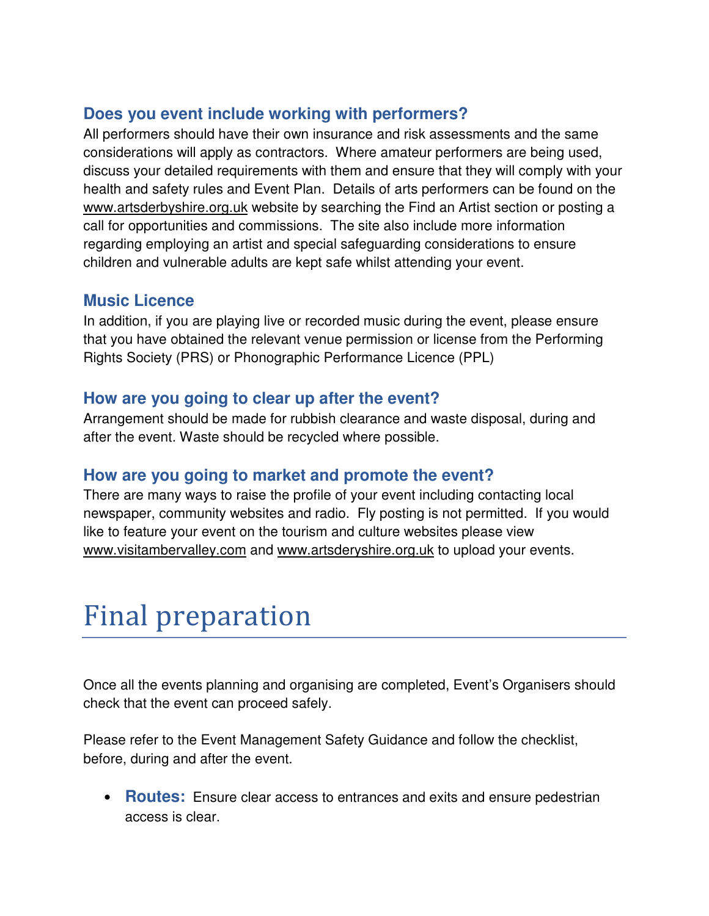### Does you event include working with performers?

All performers should have their own insurance and risk assessments and the same considerations will apply as contractors. Where amateur performers are being used, discuss your detailed requirements with them and ensure that they will comply with your health and safety rules and Event Plan. Details of arts performers can be found on the www.artsderbyshire.org.uk website by searching the Find an Artist section or posting a call for opportunities and commissions. The site also include more information regarding employing an artist and special safeguarding considerations to ensure children and vulnerable adults are kept safe whilst attending your event.

### Music Licence

In addition, if you are playing live or recorded music during the event, please ensure that you have obtained the relevant venue permission or license from the Performing Rights Society (PRS) or Phonographic Performance Licence (PPL)

### How are you going to clear up after the event?

Arrangement should be made for rubbish clearance and waste disposal, during and after the event. Waste should be recycled where possible.

### How are you going to market and promote the event?

There are many ways to raise the profile of your event including contacting local newspaper, community websites and radio. Fly posting is not permitted. If you would like to feature your event on the tourism and culture websites please view www.visitambervalley.com and www.artsderyshire.org.uk to upload your events.

# Final preparation

Once all the events planning and organising are completed, Event's Organisers should check that the event can proceed safely.

Please refer to the Event Management Safety Guidance and follow the checklist, before, during and after the event.

- **Routes:** Ensure clear access to entrances and exits and ensure pedestrian access is clear.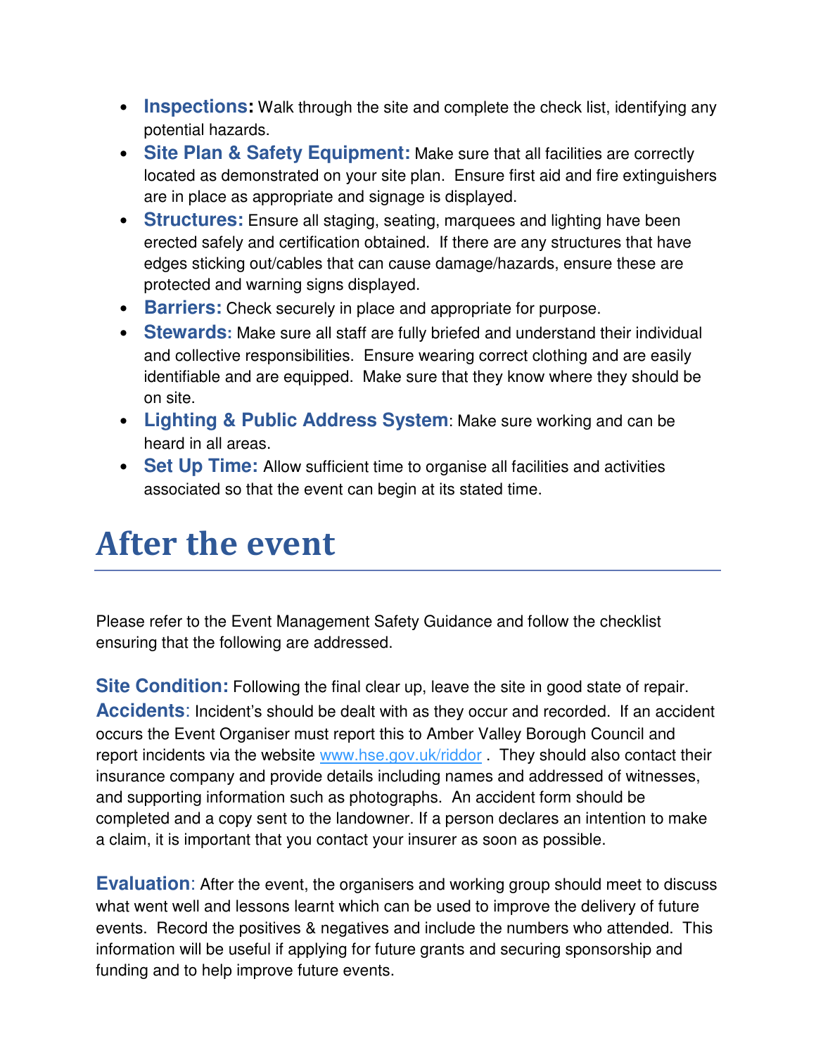- **Inspections:** Walk through the site and complete the check list, identifying any potential hazards.
- **Site Plan & Safety Equipment:** Make sure that all facilities are correctly located as demonstrated on your site plan. Ensure first aid and fire extinguishers are in place as appropriate and signage is displayed.
- **Structures:** Ensure all staging, seating, marquees and lighting have been erected safely and certification obtained. If there are any structures that have edges sticking out/cables that can cause damage/hazards, ensure these are protected and warning signs displayed.
- **Barriers:** Check securely in place and appropriate for purpose.
- **Stewards:** Make sure all staff are fully briefed and understand their individual and collective responsibilities. Ensure wearing correct clothing and are easily identifiable and are equipped. Make sure that they know where they should be on site.
- **Lighting & Public Address System**: Make sure working and can be heard in all areas.
- **Set Up Time:** Allow sufficient time to organise all facilities and activities associated so that the event can begin at its stated time.

# After the event

Please refer to the Event Management Safety Guidance and follow the checklist ensuring that the following are addressed.

**Site Condition:** Following the final clear up, leave the site in good state of repair.
**Accidents**: Incident's should be dealt with as they occur and recorded. If an accident occurs the Event Organiser must report this to Amber Valley Borough Council and report incidents via the website www.hse.gov.uk/riddor . They should also contact their insurance company and provide details including names and addressed of witnesses, and supporting information such as photographs. An accident form should be completed and a copy sent to the landowner. If a person declares an intention to make a claim, it is important that you contact your insurer as soon as possible.

**Evaluation**: After the event, the organisers and working group should meet to discuss what went well and lessons learnt which can be used to improve the delivery of future events. Record the positives & negatives and include the numbers who attended. This information will be useful if applying for future grants and securing sponsorship and funding and to help improve future events.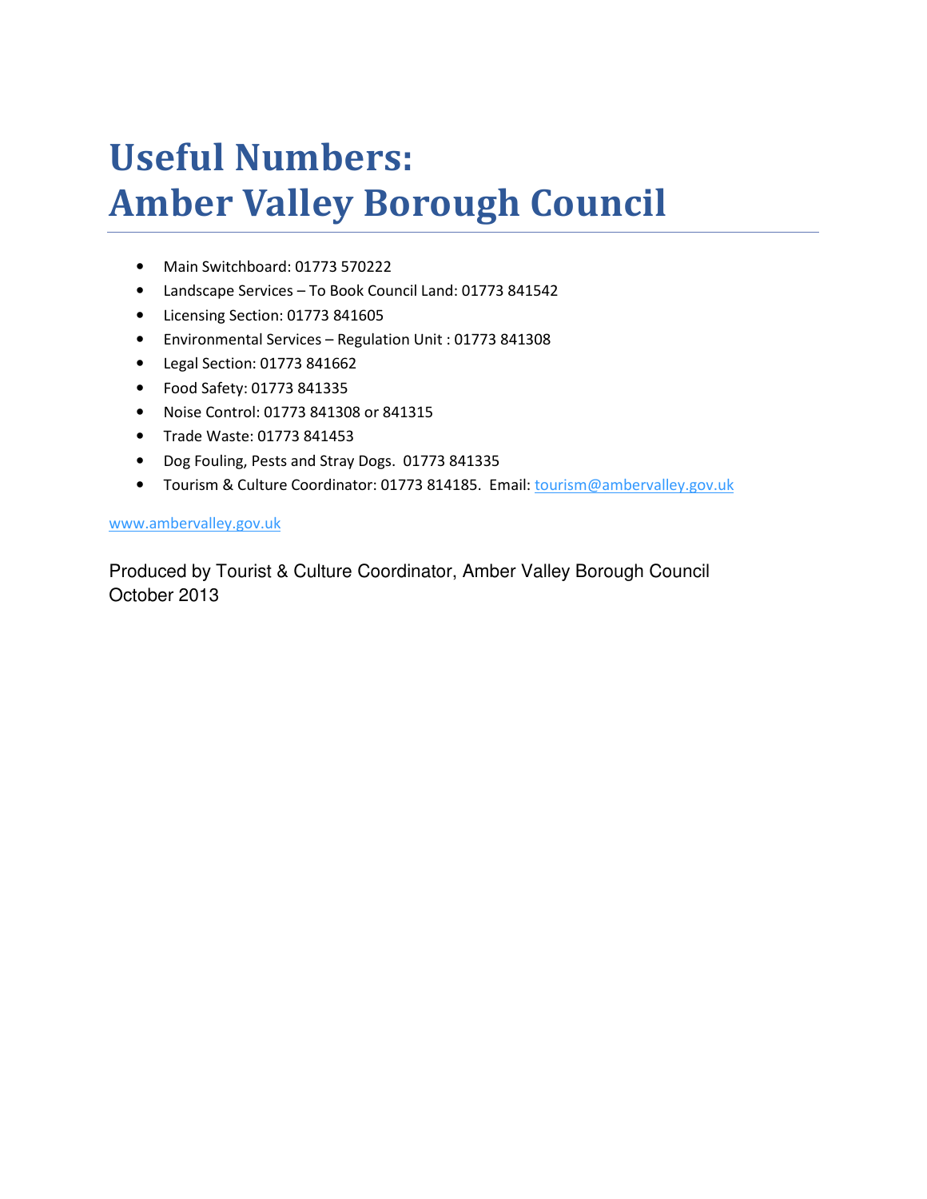# Useful Numbers:
# Amber Valley Borough Council

- Main Switchboard: 01773 570222
- Landscape Services – To Book Council Land: 01773 841542
- Licensing Section: 01773 841605
- Environmental Services – Regulation Unit : 01773 841308
- Legal Section: 01773 841662
- Food Safety: 01773 841335
- Noise Control: 01773 841308 or 841315
- Trade Waste: 01773 841453
- Dog Fouling, Pests and Stray Dogs. 01773 841335
- Tourism & Culture Coordinator: 01773 814185. Email: tourism@ambervalley.gov.uk

www.ambervalley.gov.uk

Produced by Tourist & Culture Coordinator, Amber Valley Borough Council
October 2013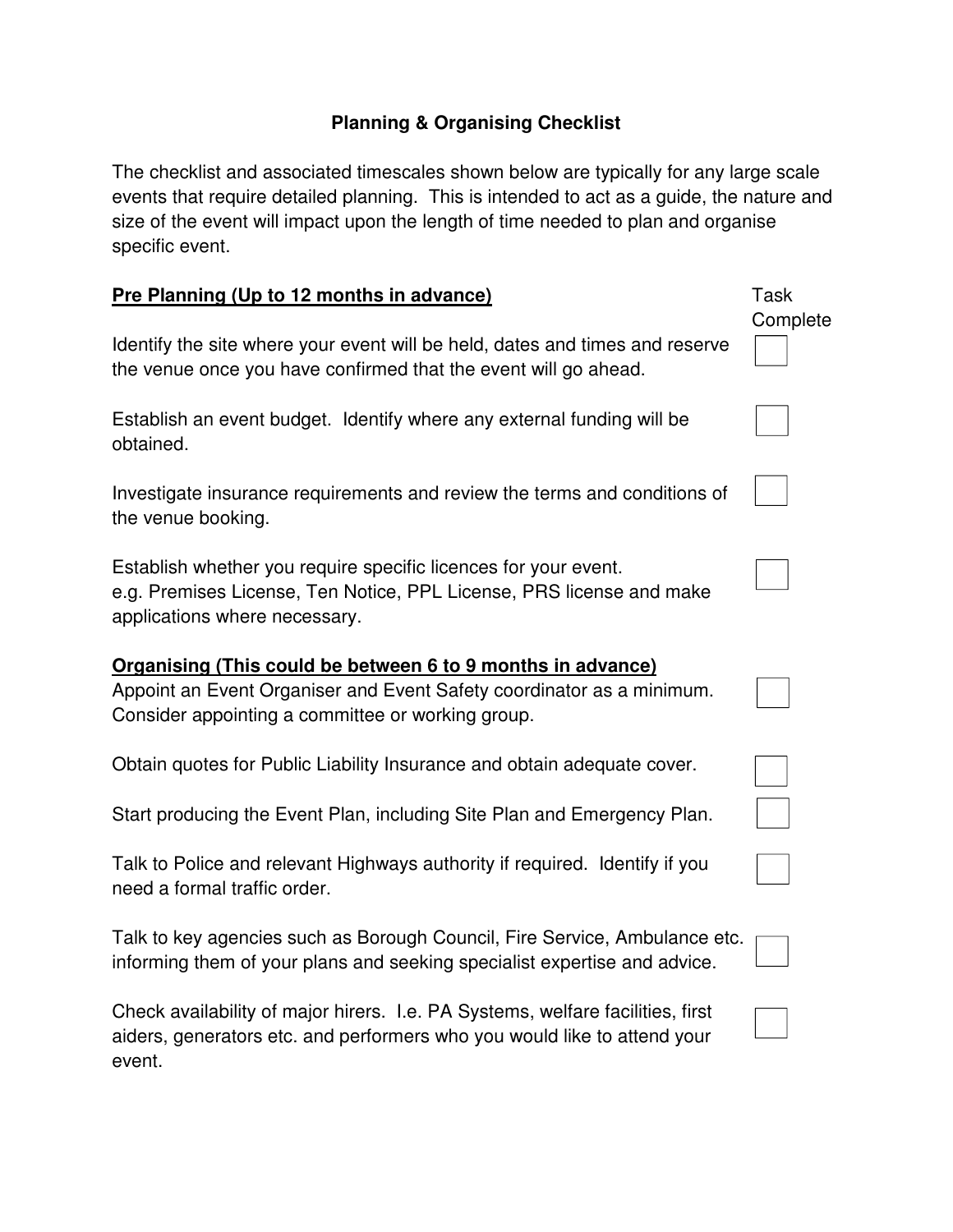# Planning & Organising Checklist

The checklist and associated timescales shown below are typically for any large scale events that require detailed planning. This is intended to act as a guide, the nature and size of the event will impact upon the length of time needed to plan and organise specific event.

| **Pre Planning (Up to 12 months in advance)** | Task Complete |
| --- | --- |
| Identify the site where your event will be held, dates and times and reserve the venue once you have confirmed that the event will go ahead. | ☐ |
| Establish an event budget. Identify where any external funding will be obtained. | ☐ |
| Investigate insurance requirements and review the terms and conditions of the venue booking. | ☐ |
| Establish whether you require specific licences for your event. e.g. Premises License, Ten Notice, PPL License, PRS license and make applications where necessary. | ☐ |
| **Organising (This could be between 6 to 9 months in advance)** | |
| Appoint an Event Organiser and Event Safety coordinator as a minimum. Consider appointing a committee or working group. | ☐ |
| Obtain quotes for Public Liability Insurance and obtain adequate cover. | ☐ |
| Start producing the Event Plan, including Site Plan and Emergency Plan. | ☐ |
| Talk to Police and relevant Highways authority if required. Identify if you need a formal traffic order. | ☐ |
| Talk to key agencies such as Borough Council, Fire Service, Ambulance etc. informing them of your plans and seeking specialist expertise and advice. | ☐ |
| Check availability of major hirers. I.e. PA Systems, welfare facilities, first aiders, generators etc. and performers who you would like to attend your event. | ☐ |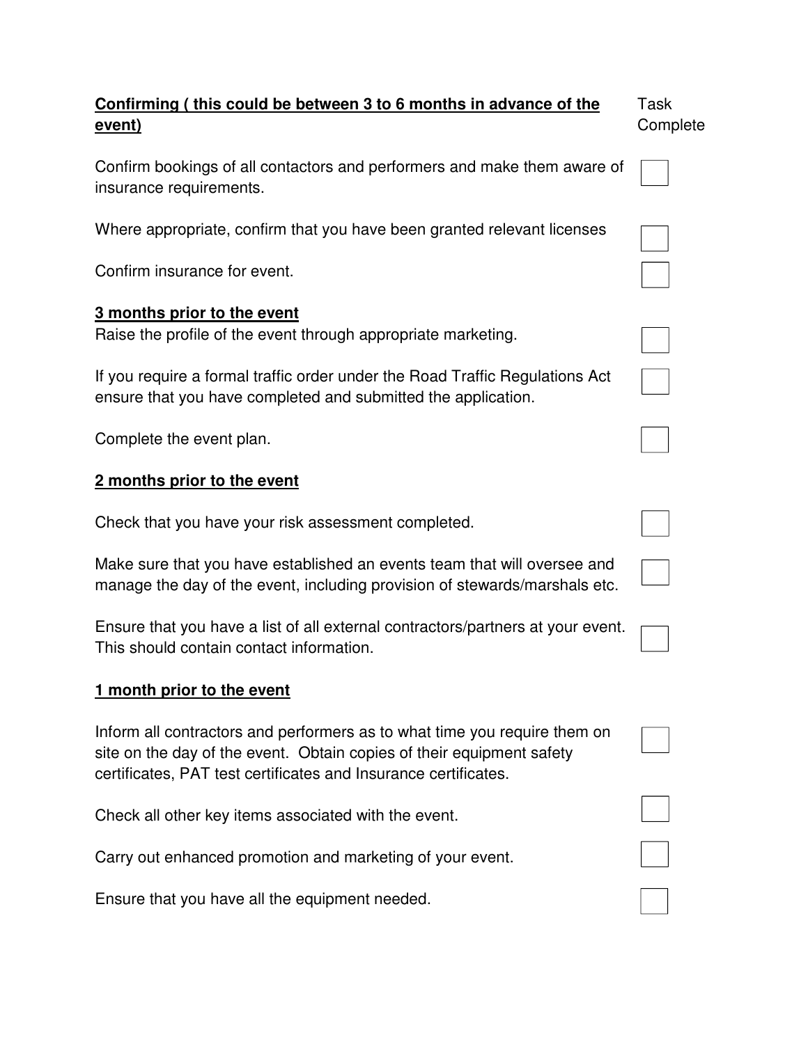**Confirming ( this could be between 3 to 6 months in advance of the event)** — Task Complete

- [ ] Confirm bookings of all contactors and performers and make them aware of insurance requirements.
- [ ] Where appropriate, confirm that you have been granted relevant licenses
- [ ] Confirm insurance for event.

**3 months prior to the event**

- [ ] Raise the profile of the event through appropriate marketing.
- [ ] If you require a formal traffic order under the Road Traffic Regulations Act ensure that you have completed and submitted the application.
- [ ] Complete the event plan.

**2 months prior to the event**

- [ ] Check that you have your risk assessment completed.
- [ ] Make sure that you have established an events team that will oversee and manage the day of the event, including provision of stewards/marshals etc.
- [ ] Ensure that you have a list of all external contractors/partners at your event. This should contain contact information.

**1 month prior to the event**

- [ ] Inform all contractors and performers as to what time you require them on site on the day of the event. Obtain copies of their equipment safety certificates, PAT test certificates and Insurance certificates.
- [ ] Check all other key items associated with the event.
- [ ] Carry out enhanced promotion and marketing of your event.
- [ ] Ensure that you have all the equipment needed.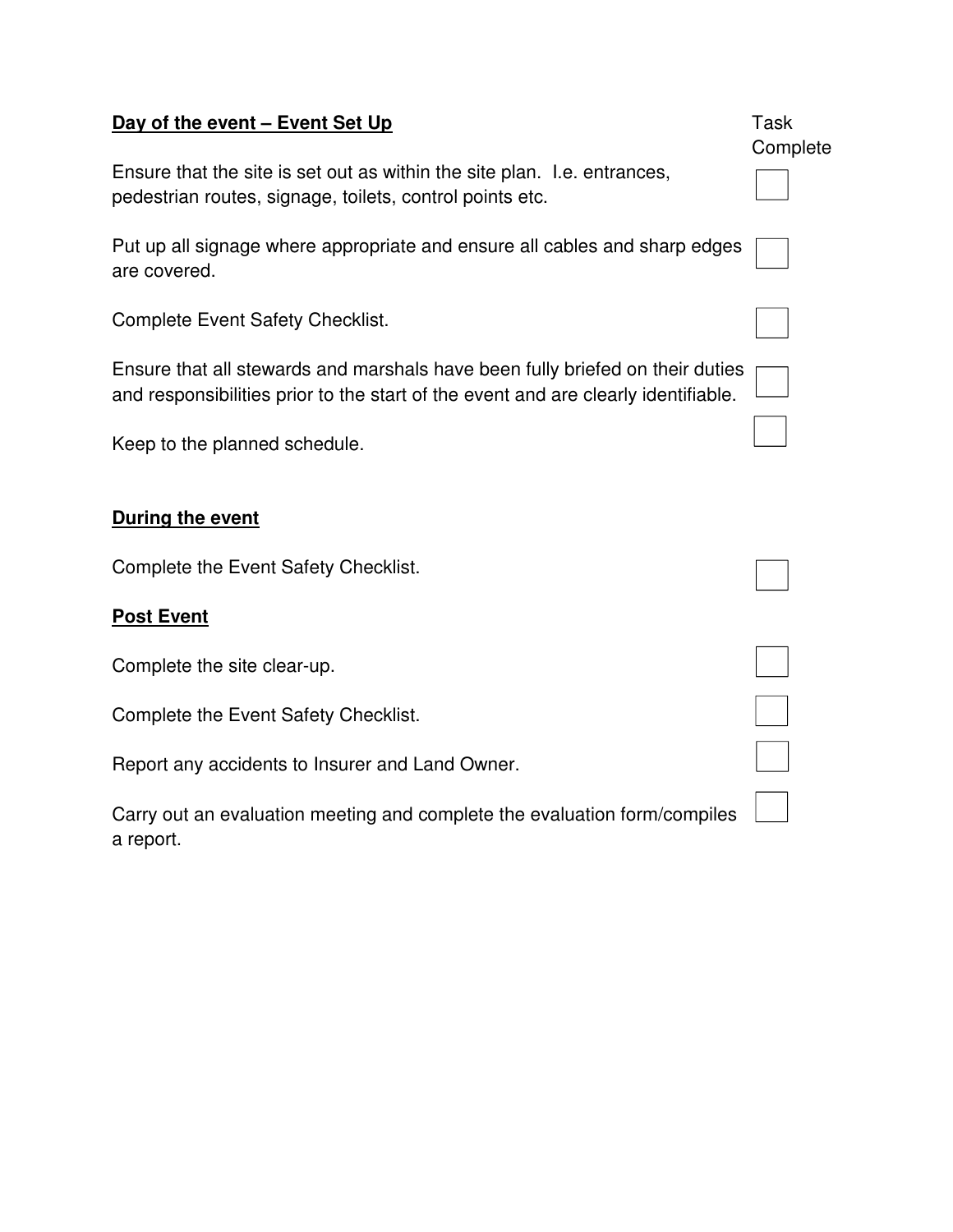**Day of the event – Event Set Up**

| Task | Task Complete |
| --- | --- |
| Ensure that the site is set out as within the site plan. I.e. entrances, pedestrian routes, signage, toilets, control points etc. | ☐ |
| Put up all signage where appropriate and ensure all cables and sharp edges are covered. | ☐ |
| Complete Event Safety Checklist. | ☐ |
| Ensure that all stewards and marshals have been fully briefed on their duties and responsibilities prior to the start of the event and are clearly identifiable. | ☐ |
| Keep to the planned schedule. | ☐ |

**During the event**

| Task | Task Complete |
| --- | --- |
| Complete the Event Safety Checklist. | ☐ |

**Post Event**

| Task | Task Complete |
| --- | --- |
| Complete the site clear-up. | ☐ |
| Complete the Event Safety Checklist. | ☐ |
| Report any accidents to Insurer and Land Owner. | ☐ |
| Carry out an evaluation meeting and complete the evaluation form/compiles a report. | ☐ |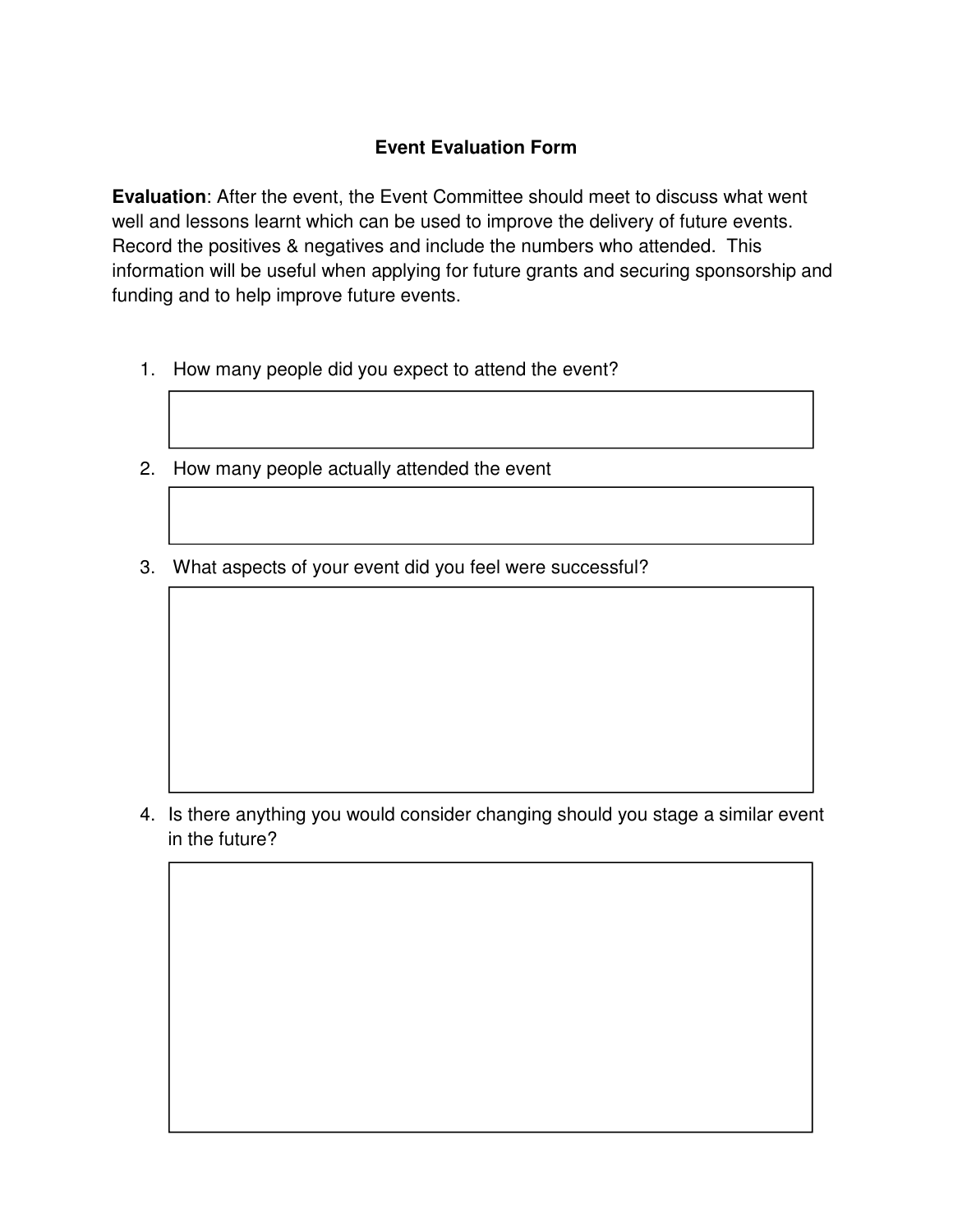# Event Evaluation Form

**Evaluation**: After the event, the Event Committee should meet to discuss what went well and lessons learnt which can be used to improve the delivery of future events. Record the positives & negatives and include the numbers who attended. This information will be useful when applying for future grants and securing sponsorship and funding and to help improve future events.

1. How many people did you expect to attend the event?

2. How many people actually attended the event

3. What aspects of your event did you feel were successful?

4. Is there anything you would consider changing should you stage a similar event in the future?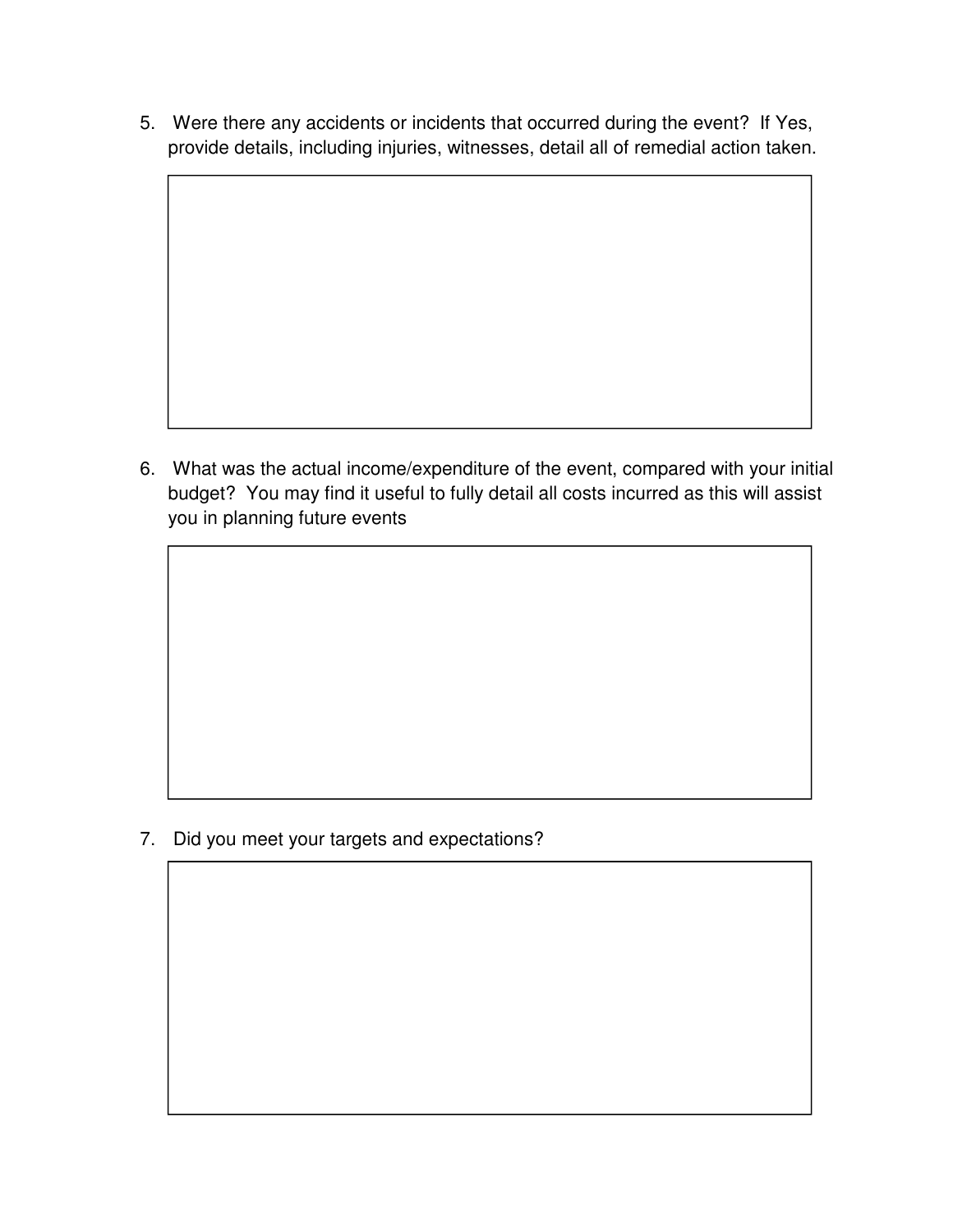5. Were there any accidents or incidents that occurred during the event? If Yes, provide details, including injuries, witnesses, detail all of remedial action taken.

6. What was the actual income/expenditure of the event, compared with your initial budget? You may find it useful to fully detail all costs incurred as this will assist you in planning future events

7. Did you meet your targets and expectations?